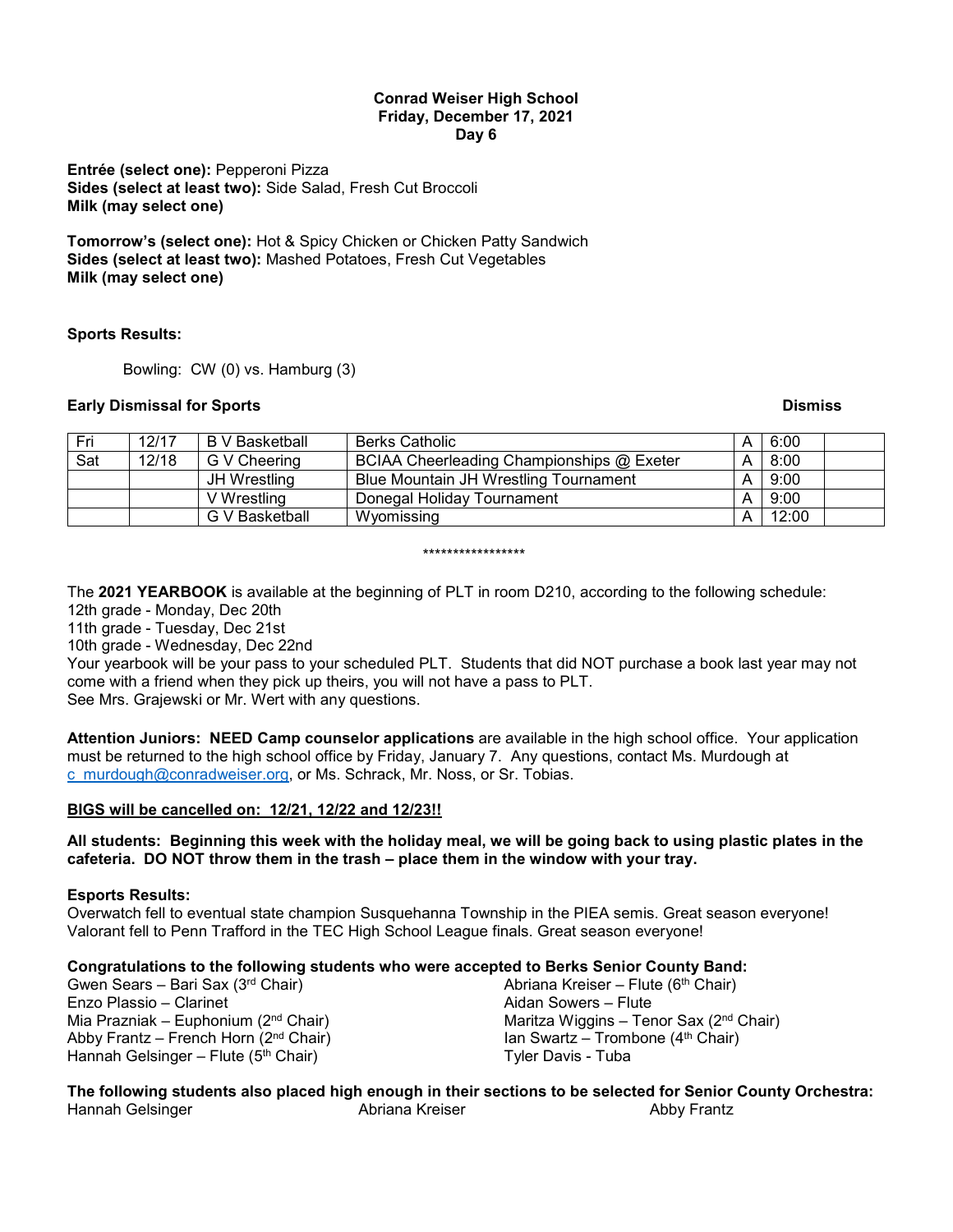**Conrad Weiser High School**
**Friday, December 17, 2021**
**Day 6**

**Entrée (select one):** Pepperoni Pizza
**Sides (select at least two):** Side Salad, Fresh Cut Broccoli
**Milk (may select one)**

**Tomorrow's (select one):** Hot & Spicy Chicken or Chicken Patty Sandwich
**Sides (select at least two):** Mashed Potatoes, Fresh Cut Vegetables
**Milk (may select one)**

**Sports Results:**

Bowling: CW (0) vs. Hamburg (3)

**Early Dismissal for Sports** **Dismiss**

| Fri | 12/17 | B V Basketball | Berks Catholic | A | 6:00 | |
|---|---|---|---|---|---|---|
| Sat | 12/18 | G V Cheering | BCIAA Cheerleading Championships @ Exeter | A | 8:00 | |
| | | JH Wrestling | Blue Mountain JH Wrestling Tournament | A | 9:00 | |
| | | V Wrestling | Donegal Holiday Tournament | A | 9:00 | |
| | | G V Basketball | Wyomissing | A | 12:00 | |

*****************

The **2021 YEARBOOK** is available at the beginning of PLT in room D210, according to the following schedule:
12th grade - Monday, Dec 20th
11th grade - Tuesday, Dec 21st
10th grade - Wednesday, Dec 22nd
Your yearbook will be your pass to your scheduled PLT. Students that did NOT purchase a book last year may not come with a friend when they pick up theirs, you will not have a pass to PLT.
See Mrs. Grajewski or Mr. Wert with any questions.

**Attention Juniors: NEED Camp counselor applications** are available in the high school office. Your application must be returned to the high school office by Friday, January 7. Any questions, contact Ms. Murdough at c_murdough@conradweiser.org, or Ms. Schrack, Mr. Noss, or Sr. Tobias.

**BIGS will be cancelled on: 12/21, 12/22 and 12/23!!**

**All students: Beginning this week with the holiday meal, we will be going back to using plastic plates in the cafeteria. DO NOT throw them in the trash – place them in the window with your tray.**

**Esports Results:**
Overwatch fell to eventual state champion Susquehanna Township in the PIEA semis. Great season everyone!
Valorant fell to Penn Trafford in the TEC High School League finals. Great season everyone!

**Congratulations to the following students who were accepted to Berks Senior County Band:**
Gwen Sears – Bari Sax (3rd Chair)
Enzo Plassio – Clarinet
Mia Prazniak – Euphonium (2nd Chair)
Abby Frantz – French Horn (2nd Chair)
Hannah Gelsinger – Flute (5th Chair)
Abriana Kreiser – Flute (6th Chair)
Aidan Sowers – Flute
Maritza Wiggins – Tenor Sax (2nd Chair)
Ian Swartz – Trombone (4th Chair)
Tyler Davis - Tuba

**The following students also placed high enough in their sections to be selected for Senior County Orchestra:**
Hannah Gelsinger
Abriana Kreiser
Abby Frantz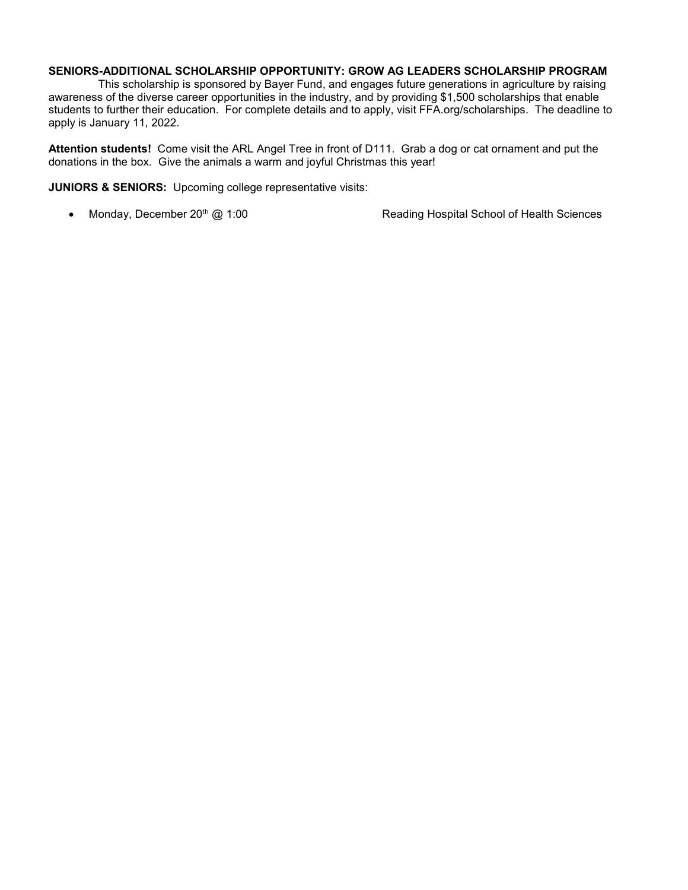**SENIORS-ADDITIONAL SCHOLARSHIP OPPORTUNITY: GROW AG LEADERS SCHOLARSHIP PROGRAM**

This scholarship is sponsored by Bayer Fund, and engages future generations in agriculture by raising awareness of the diverse career opportunities in the industry, and by providing $1,500 scholarships that enable students to further their education. For complete details and to apply, visit FFA.org/scholarships. The deadline to apply is January 11, 2022.

**Attention students!** Come visit the ARL Angel Tree in front of D111. Grab a dog or cat ornament and put the donations in the box. Give the animals a warm and joyful Christmas this year!

**JUNIORS & SENIORS:** Upcoming college representative visits:

- Monday, December 20th @ 1:00 — Reading Hospital School of Health Sciences